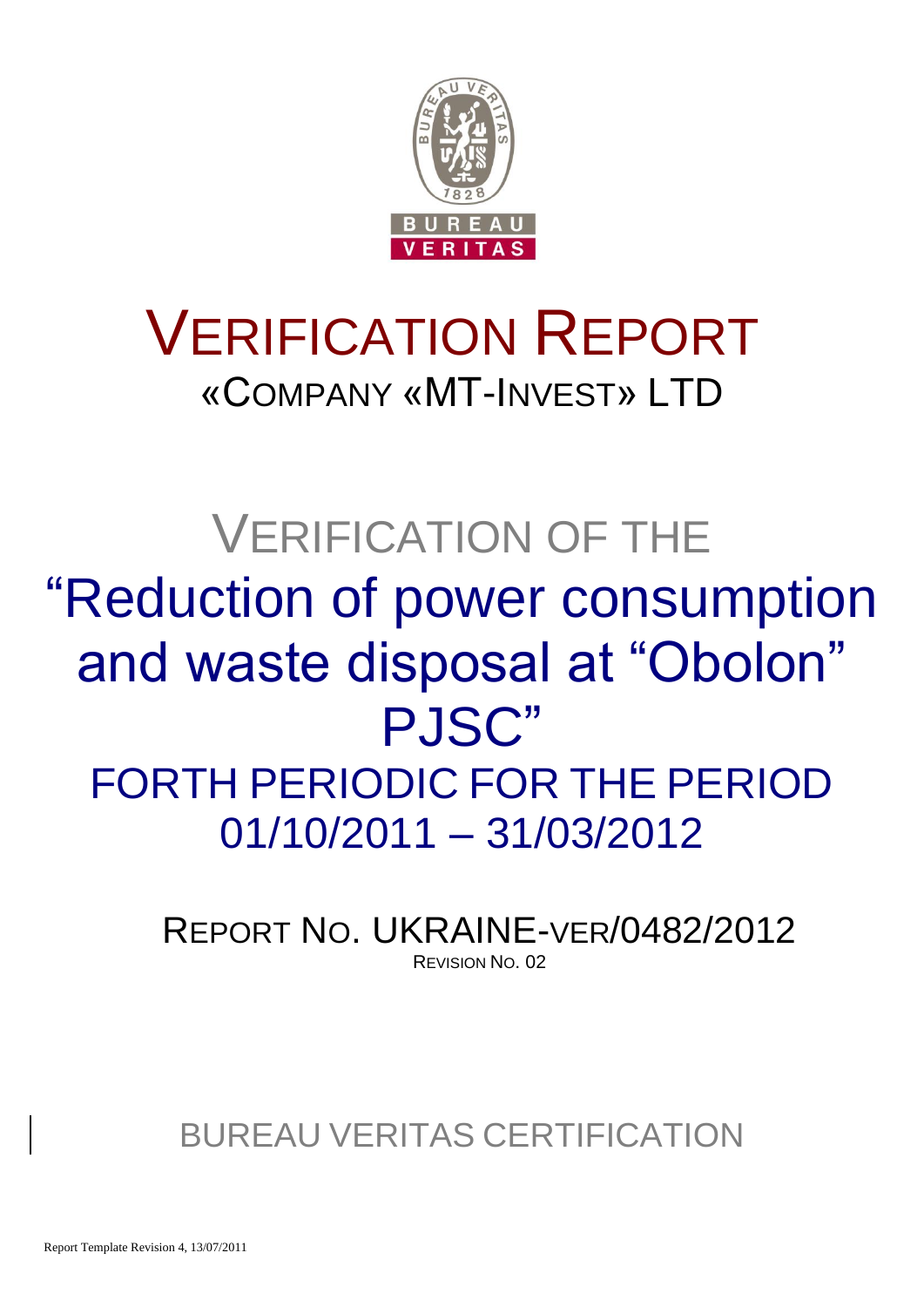# VERIFICATION REPORT

«COMPANY «MT-INVEST» LTD

## VERIFICATION OF THE

## "Reduction of power consumption and waste disposal at "Obolon" PJSC"

## FORTH PERIODIC FOR THE PERIOD 01/10/2011 – 31/03/2012

REPORT NO. UKRAINE-VER/0482/2012

REVISION NO. 02

BUREAU VERITAS CERTIFICATION

Report Template Revision 4, 13/07/2011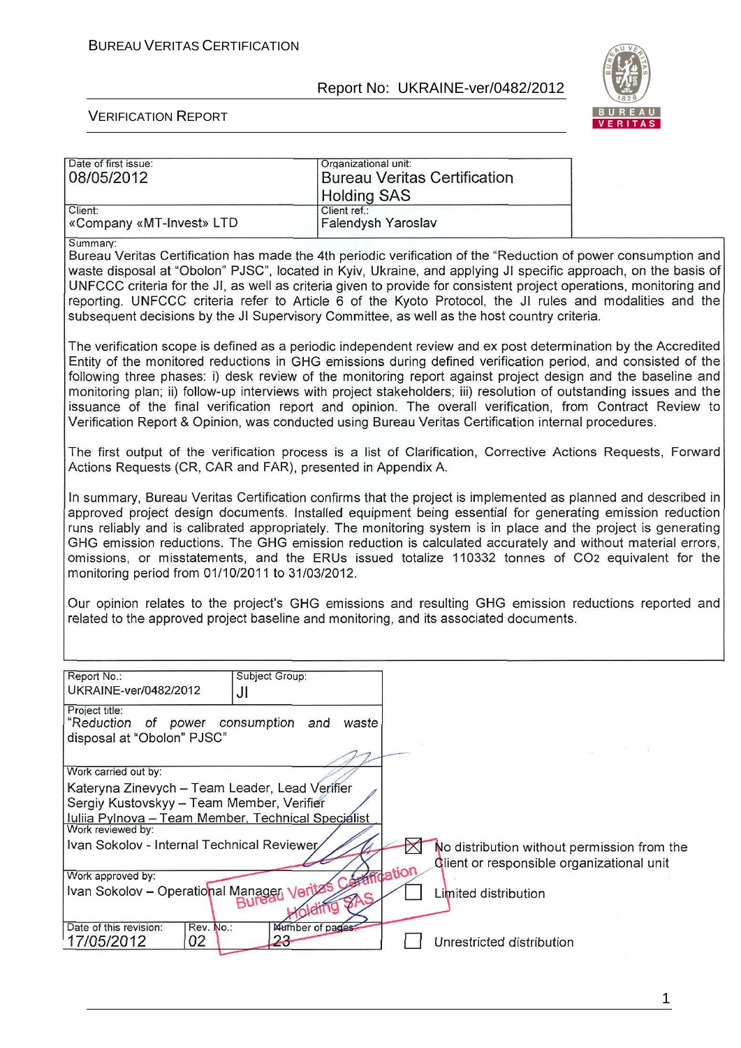| Date of first issue: 08/05/2012 | Organizational unit: Bureau Veritas Certification Holding SAS |
| --- | --- |
| Client: «Company «MT-Invest» LTD | Client ref.: Falendysh Yaroslav |

Summary:

Bureau Veritas Certification has made the 4th periodic verification of the "Reduction of power consumption and waste disposal at "Obolon" PJSC", located in Kyiv, Ukraine, and applying JI specific approach, on the basis of UNFCCC criteria for the JI, as well as criteria given to provide for consistent project operations, monitoring and reporting. UNFCCC criteria refer to Article 6 of the Kyoto Protocol, the JI rules and modalities and the subsequent decisions by the JI Supervisory Committee, as well as the host country criteria.

The verification scope is defined as a periodic independent review and ex post determination by the Accredited Entity of the monitored reductions in GHG emissions during defined verification period, and consisted of the following three phases: i) desk review of the monitoring report against project design and the baseline and monitoring plan; ii) follow-up interviews with project stakeholders; iii) resolution of outstanding issues and the issuance of the final verification report and opinion. The overall verification, from Contract Review to Verification Report & Opinion, was conducted using Bureau Veritas Certification internal procedures.

The first output of the verification process is a list of Clarification, Corrective Actions Requests, Forward Actions Requests (CR, CAR and FAR), presented in Appendix A.

In summary, Bureau Veritas Certification confirms that the project is implemented as planned and described in approved project design documents. Installed equipment being essential for generating emission reduction runs reliably and is calibrated appropriately. The monitoring system is in place and the project is generating GHG emission reductions. The GHG emission reduction is calculated accurately and without material errors, omissions, or misstatements, and the ERUs issued totalize 110332 tonnes of $CO_2$ equivalent for the monitoring period from 01/10/2011 to 31/03/2012.

Our opinion relates to the project's GHG emissions and resulting GHG emission reductions reported and related to the approved project baseline and monitoring, and its associated documents.

| Report No.: UKRAINE-ver/0482/2012 | Subject Group: JI | |
| --- | --- | --- |
| Project title: "Reduction of power consumption and waste disposal at "Obolon" PJSC" | | |
| Work carried out by: Kateryna Zinevych – Team Leader, Lead Verifier; Sergiy Kustovskyy – Team Member, Verifier; Iuliia Pylnova – Team Member, Technical Specialist | | |
| Work reviewed by: Ivan Sokolov - Internal Technical Reviewer | | |
| Work approved by: Ivan Sokolov – Operational Manager | | |
| Date of this revision: 17/05/2012 | Rev. No.: 02 | Number of pages: 23 |

- [x] No distribution without permission from the Client or responsible organizational unit
- [ ] Limited distribution
- [ ] Unrestricted distribution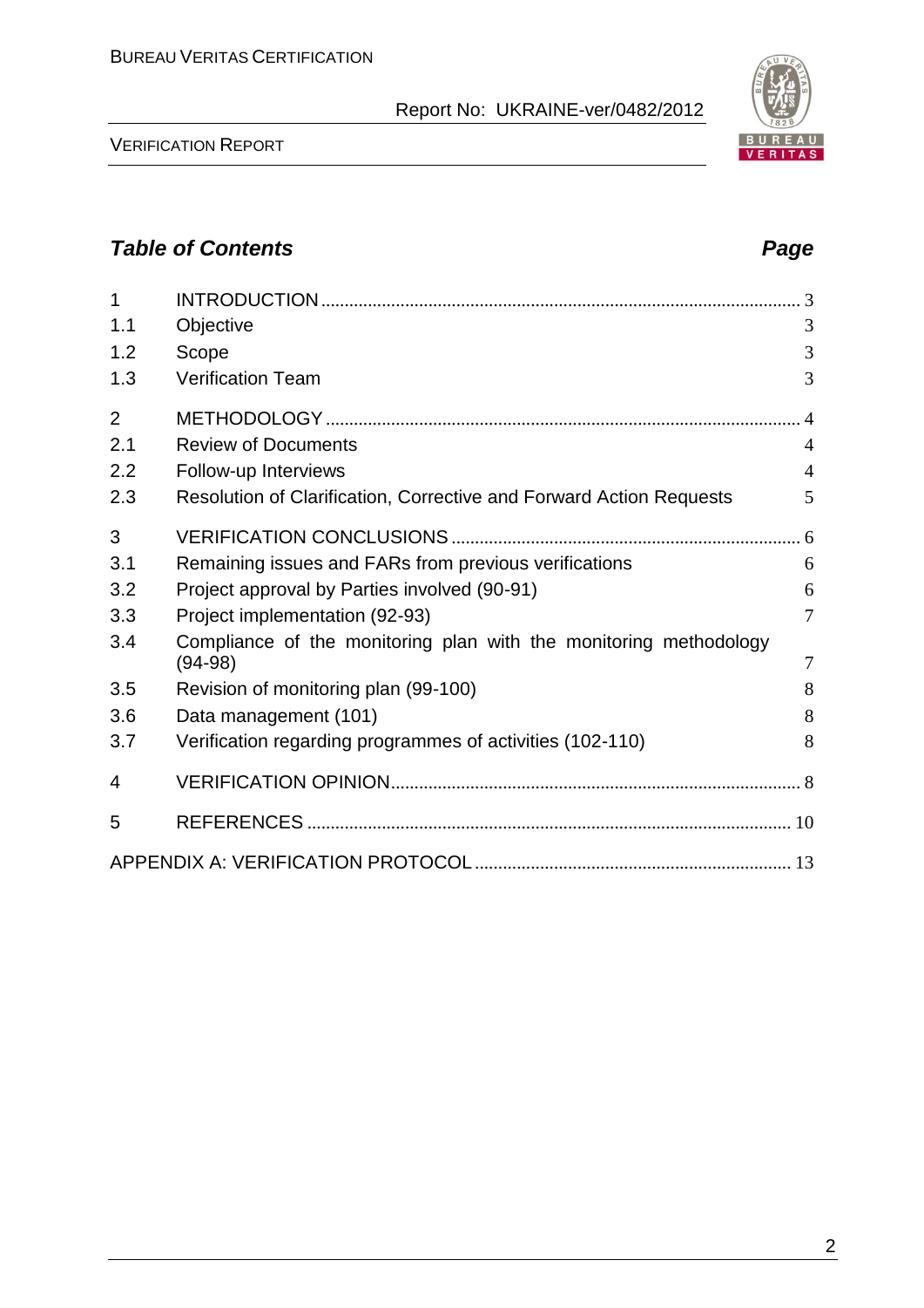## *Table of Contents* *Page*

| | | |
|---|---|---|
| 1 | INTRODUCTION | 3 |
| 1.1 | Objective | 3 |
| 1.2 | Scope | 3 |
| 1.3 | Verification Team | 3 |
| 2 | METHODOLOGY | 4 |
| 2.1 | Review of Documents | 4 |
| 2.2 | Follow-up Interviews | 4 |
| 2.3 | Resolution of Clarification, Corrective and Forward Action Requests | 5 |
| 3 | VERIFICATION CONCLUSIONS | 6 |
| 3.1 | Remaining issues and FARs from previous verifications | 6 |
| 3.2 | Project approval by Parties involved (90-91) | 6 |
| 3.3 | Project implementation (92-93) | 7 |
| 3.4 | Compliance of the monitoring plan with the monitoring methodology (94-98) | 7 |
| 3.5 | Revision of monitoring plan (99-100) | 8 |
| 3.6 | Data management (101) | 8 |
| 3.7 | Verification regarding programmes of activities (102-110) | 8 |
| 4 | VERIFICATION OPINION | 8 |
| 5 | REFERENCES | 10 |
| | APPENDIX A: VERIFICATION PROTOCOL | 13 |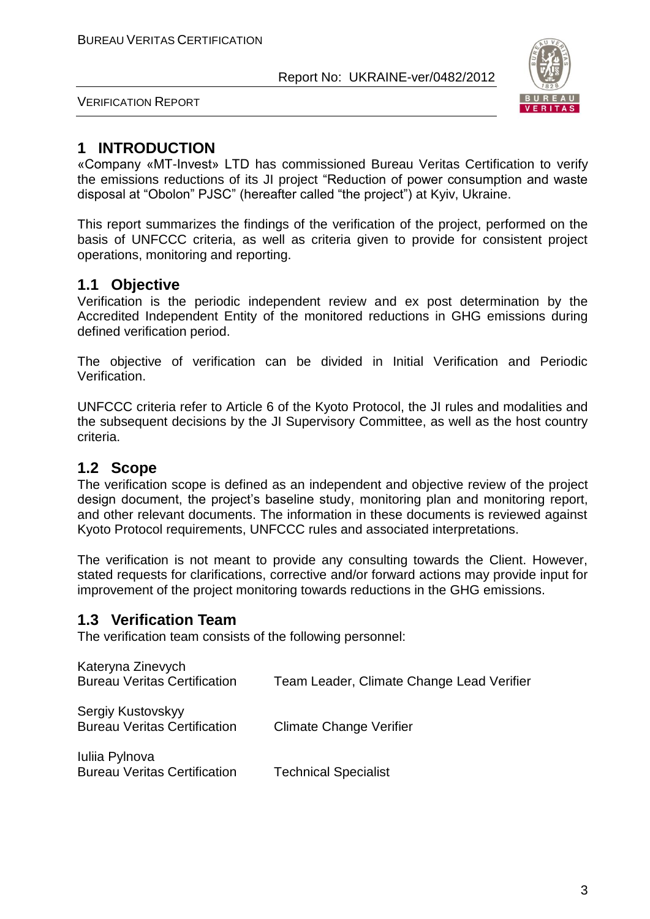# 1 INTRODUCTION

«Company «MT-Invest» LTD has commissioned Bureau Veritas Certification to verify the emissions reductions of its JI project "Reduction of power consumption and waste disposal at "Obolon" PJSC" (hereafter called "the project") at Kyiv, Ukraine.

This report summarizes the findings of the verification of the project, performed on the basis of UNFCCC criteria, as well as criteria given to provide for consistent project operations, monitoring and reporting.

## 1.1 Objective

Verification is the periodic independent review and ex post determination by the Accredited Independent Entity of the monitored reductions in GHG emissions during defined verification period.

The objective of verification can be divided in Initial Verification and Periodic Verification.

UNFCCC criteria refer to Article 6 of the Kyoto Protocol, the JI rules and modalities and the subsequent decisions by the JI Supervisory Committee, as well as the host country criteria.

## 1.2 Scope

The verification scope is defined as an independent and objective review of the project design document, the project's baseline study, monitoring plan and monitoring report, and other relevant documents. The information in these documents is reviewed against Kyoto Protocol requirements, UNFCCC rules and associated interpretations.

The verification is not meant to provide any consulting towards the Client. However, stated requests for clarifications, corrective and/or forward actions may provide input for improvement of the project monitoring towards reductions in the GHG emissions.

## 1.3 Verification Team

The verification team consists of the following personnel:

| | |
|---|---|
| Kateryna Zinevych<br>Bureau Veritas Certification | Team Leader, Climate Change Lead Verifier |
| Sergiy Kustovskyy<br>Bureau Veritas Certification | Climate Change Verifier |
| Iuliia Pylnova<br>Bureau Veritas Certification | Technical Specialist |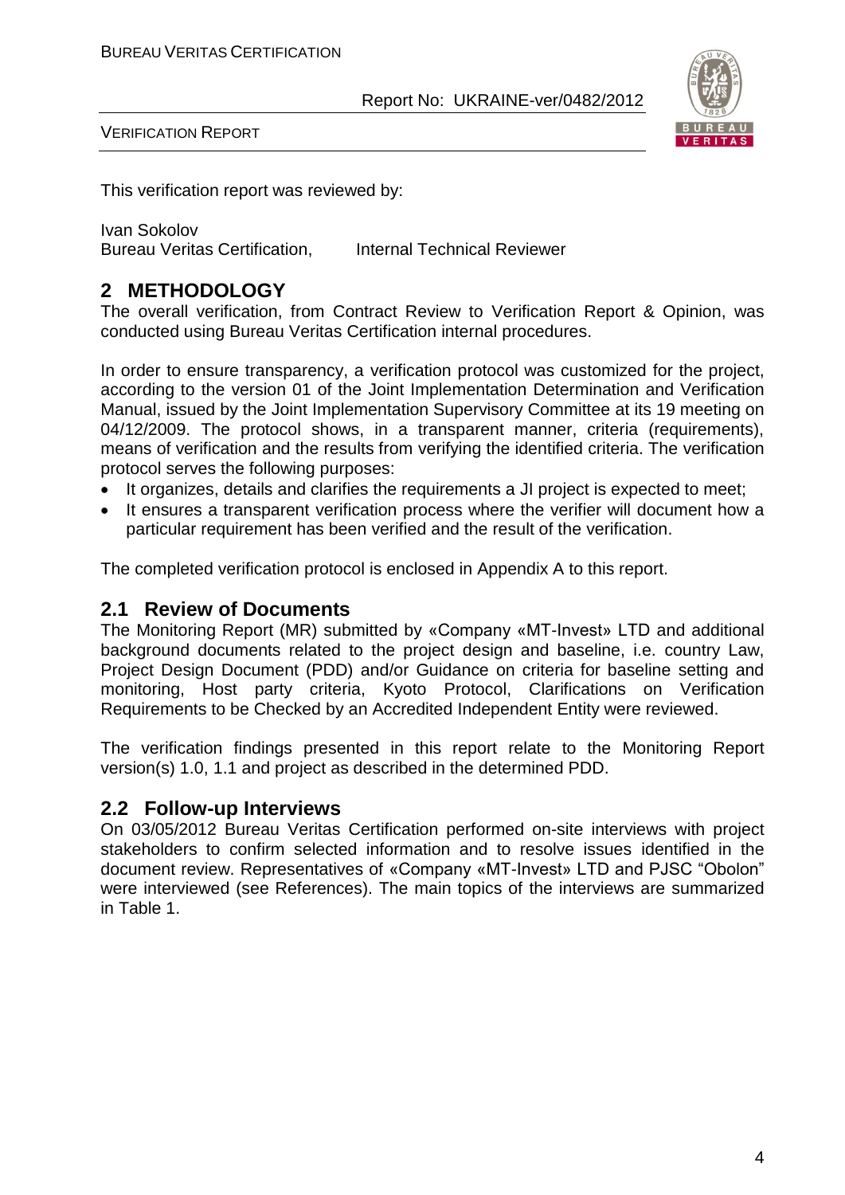This verification report was reviewed by:

Ivan Sokolov
Bureau Veritas Certification, Internal Technical Reviewer

# 2 METHODOLOGY

The overall verification, from Contract Review to Verification Report & Opinion, was conducted using Bureau Veritas Certification internal procedures.

In order to ensure transparency, a verification protocol was customized for the project, according to the version 01 of the Joint Implementation Determination and Verification Manual, issued by the Joint Implementation Supervisory Committee at its 19 meeting on 04/12/2009. The protocol shows, in a transparent manner, criteria (requirements), means of verification and the results from verifying the identified criteria. The verification protocol serves the following purposes:

- It organizes, details and clarifies the requirements a JI project is expected to meet;
- It ensures a transparent verification process where the verifier will document how a particular requirement has been verified and the result of the verification.

The completed verification protocol is enclosed in Appendix A to this report.

## 2.1 Review of Documents

The Monitoring Report (MR) submitted by «Company «MT-Invest» LTD and additional background documents related to the project design and baseline, i.e. country Law, Project Design Document (PDD) and/or Guidance on criteria for baseline setting and monitoring, Host party criteria, Kyoto Protocol, Clarifications on Verification Requirements to be Checked by an Accredited Independent Entity were reviewed.

The verification findings presented in this report relate to the Monitoring Report version(s) 1.0, 1.1 and project as described in the determined PDD.

## 2.2 Follow-up Interviews

On 03/05/2012 Bureau Veritas Certification performed on-site interviews with project stakeholders to confirm selected information and to resolve issues identified in the document review. Representatives of «Company «MT-Invest» LTD and PJSC "Obolon" were interviewed (see References). The main topics of the interviews are summarized in Table 1.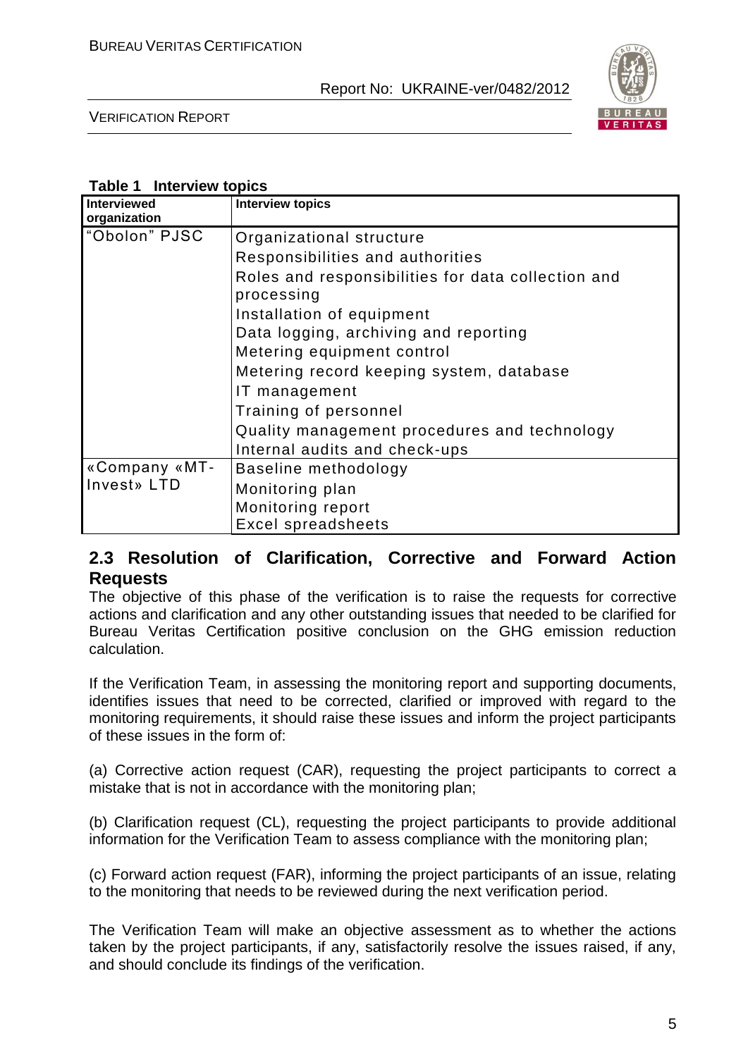**Table 1 Interview topics**

| Interviewed organization | Interview topics |
| --- | --- |
| "Obolon" PJSC | Organizational structure<br>Responsibilities and authorities<br>Roles and responsibilities for data collection and processing<br>Installation of equipment<br>Data logging, archiving and reporting<br>Metering equipment control<br>Metering record keeping system, database<br>IT management<br>Training of personnel<br>Quality management procedures and technology<br>Internal audits and check-ups |
| «Company «MT-Invest» LTD | Baseline methodology<br>Monitoring plan<br>Monitoring report<br>Excel spreadsheets |

## 2.3 Resolution of Clarification, Corrective and Forward Action Requests

The objective of this phase of the verification is to raise the requests for corrective actions and clarification and any other outstanding issues that needed to be clarified for Bureau Veritas Certification positive conclusion on the GHG emission reduction calculation.

If the Verification Team, in assessing the monitoring report and supporting documents, identifies issues that need to be corrected, clarified or improved with regard to the monitoring requirements, it should raise these issues and inform the project participants of these issues in the form of:

(a) Corrective action request (CAR), requesting the project participants to correct a mistake that is not in accordance with the monitoring plan;

(b) Clarification request (CL), requesting the project participants to provide additional information for the Verification Team to assess compliance with the monitoring plan;

(c) Forward action request (FAR), informing the project participants of an issue, relating to the monitoring that needs to be reviewed during the next verification period.

The Verification Team will make an objective assessment as to whether the actions taken by the project participants, if any, satisfactorily resolve the issues raised, if any, and should conclude its findings of the verification.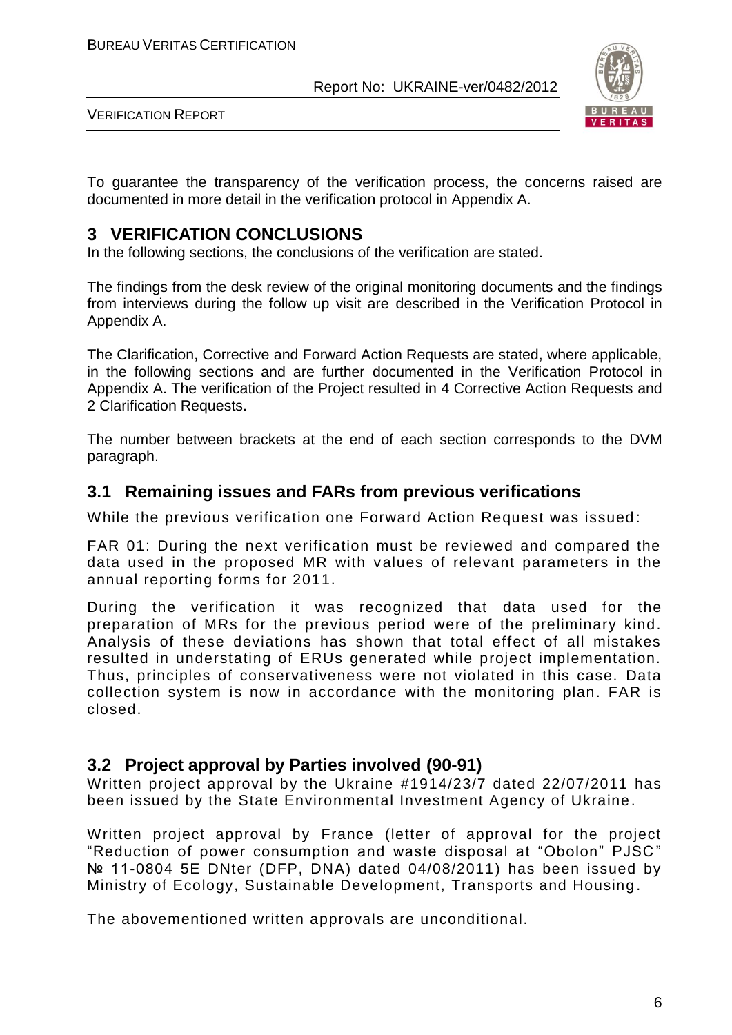To guarantee the transparency of the verification process, the concerns raised are documented in more detail in the verification protocol in Appendix A.

# 3 VERIFICATION CONCLUSIONS

In the following sections, the conclusions of the verification are stated.

The findings from the desk review of the original monitoring documents and the findings from interviews during the follow up visit are described in the Verification Protocol in Appendix A.

The Clarification, Corrective and Forward Action Requests are stated, where applicable, in the following sections and are further documented in the Verification Protocol in Appendix A. The verification of the Project resulted in 4 Corrective Action Requests and 2 Clarification Requests.

The number between brackets at the end of each section corresponds to the DVM paragraph.

## 3.1 Remaining issues and FARs from previous verifications

While the previous verification one Forward Action Request was issued:

FAR 01: During the next verification must be reviewed and compared the data used in the proposed MR with values of relevant parameters in the annual reporting forms for 2011.

During the verification it was recognized that data used for the preparation of MRs for the previous period were of the preliminary kind. Analysis of these deviations has shown that total effect of all mistakes resulted in understating of ERUs generated while project implementation. Thus, principles of conservativeness were not violated in this case. Data collection system is now in accordance with the monitoring plan. FAR is closed.

## 3.2 Project approval by Parties involved (90-91)

Written project approval by the Ukraine #1914/23/7 dated 22/07/2011 has been issued by the State Environmental Investment Agency of Ukraine.

Written project approval by France (letter of approval for the project "Reduction of power consumption and waste disposal at "Obolon" PJSC" № 11-0804 5E DNter (DFP, DNA) dated 04/08/2011) has been issued by Ministry of Ecology, Sustainable Development, Transports and Housing.

The abovementioned written approvals are unconditional.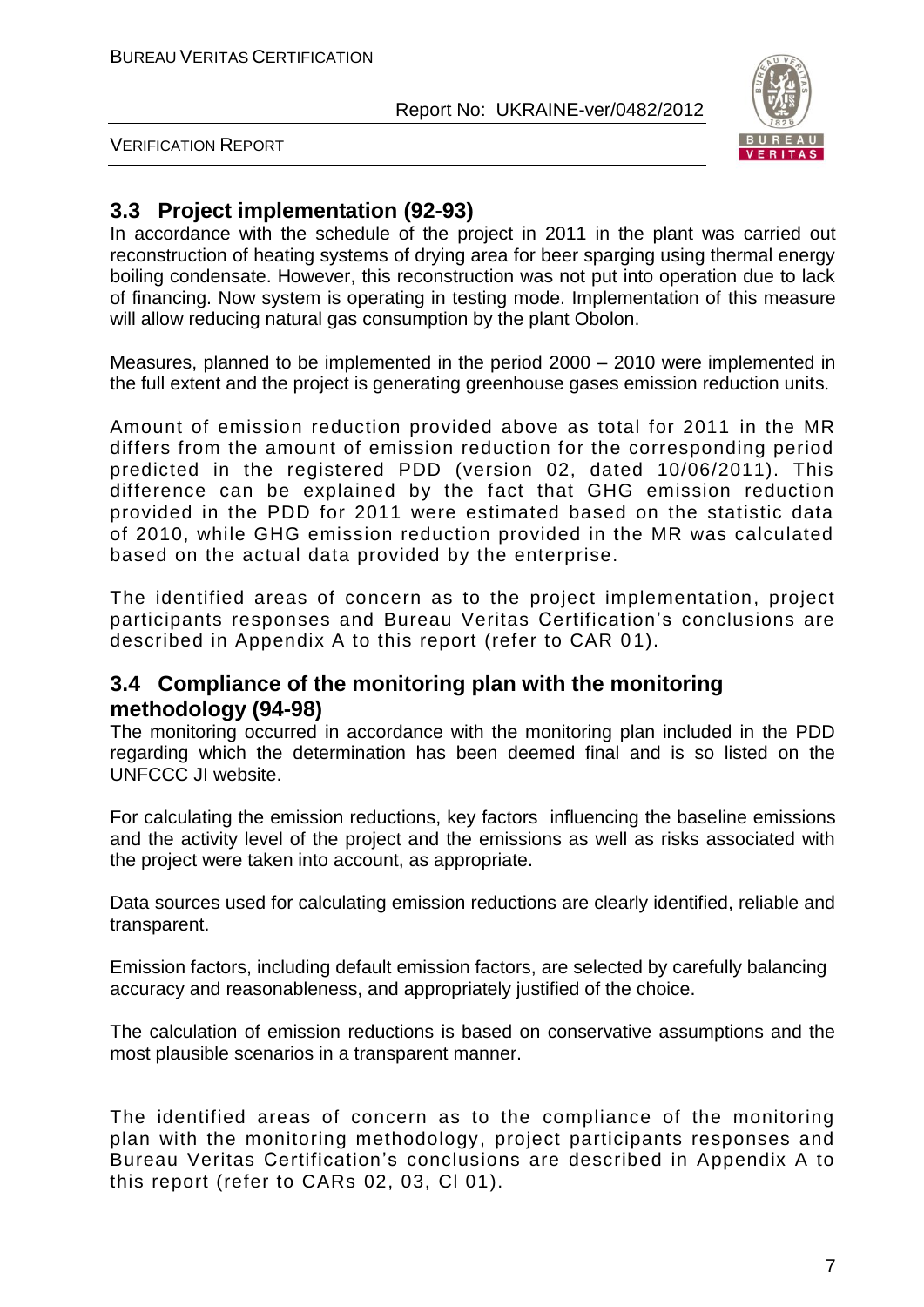## 3.3 Project implementation (92-93)

In accordance with the schedule of the project in 2011 in the plant was carried out reconstruction of heating systems of drying area for beer sparging using thermal energy boiling condensate. However, this reconstruction was not put into operation due to lack of financing. Now system is operating in testing mode. Implementation of this measure will allow reducing natural gas consumption by the plant Obolon.

Measures, planned to be implemented in the period 2000 – 2010 were implemented in the full extent and the project is generating greenhouse gases emission reduction units.

Amount of emission reduction provided above as total for 2011 in the MR differs from the amount of emission reduction for the corresponding period predicted in the registered PDD (version 02, dated 10/06/2011). This difference can be explained by the fact that GHG emission reduction provided in the PDD for 2011 were estimated based on the statistic data of 2010, while GHG emission reduction provided in the MR was calculated based on the actual data provided by the enterprise.

The identified areas of concern as to the project implementation, project participants responses and Bureau Veritas Certification's conclusions are described in Appendix A to this report (refer to CAR 01).

## 3.4 Compliance of the monitoring plan with the monitoring methodology (94-98)

The monitoring occurred in accordance with the monitoring plan included in the PDD regarding which the determination has been deemed final and is so listed on the UNFCCC JI website.

For calculating the emission reductions, key factors influencing the baseline emissions and the activity level of the project and the emissions as well as risks associated with the project were taken into account, as appropriate.

Data sources used for calculating emission reductions are clearly identified, reliable and transparent.

Emission factors, including default emission factors, are selected by carefully balancing accuracy and reasonableness, and appropriately justified of the choice.

The calculation of emission reductions is based on conservative assumptions and the most plausible scenarios in a transparent manner.

The identified areas of concern as to the compliance of the monitoring plan with the monitoring methodology, project participants responses and Bureau Veritas Certification's conclusions are described in Appendix A to this report (refer to CARs 02, 03, CI 01).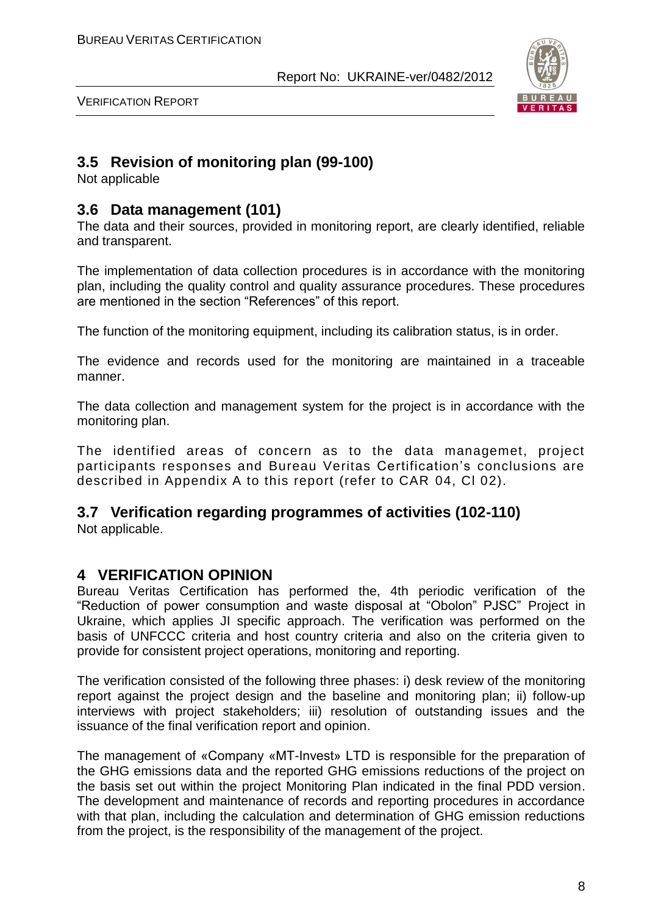## 3.5 Revision of monitoring plan (99-100)

Not applicable

## 3.6 Data management (101)

The data and their sources, provided in monitoring report, are clearly identified, reliable and transparent.

The implementation of data collection procedures is in accordance with the monitoring plan, including the quality control and quality assurance procedures. These procedures are mentioned in the section "References" of this report.

The function of the monitoring equipment, including its calibration status, is in order.

The evidence and records used for the monitoring are maintained in a traceable manner.

The data collection and management system for the project is in accordance with the monitoring plan.

The identified areas of concern as to the data managemet, project participants responses and Bureau Veritas Certification's conclusions are described in Appendix A to this report (refer to CAR 04, CI 02).

## 3.7 Verification regarding programmes of activities (102-110)

Not applicable.

# 4 VERIFICATION OPINION

Bureau Veritas Certification has performed the, 4th periodic verification of the "Reduction of power consumption and waste disposal at "Obolon" PJSC" Project in Ukraine, which applies JI specific approach. The verification was performed on the basis of UNFCCC criteria and host country criteria and also on the criteria given to provide for consistent project operations, monitoring and reporting.

The verification consisted of the following three phases: i) desk review of the monitoring report against the project design and the baseline and monitoring plan; ii) follow-up interviews with project stakeholders; iii) resolution of outstanding issues and the issuance of the final verification report and opinion.

The management of «Company «MT-Invest» LTD is responsible for the preparation of the GHG emissions data and the reported GHG emissions reductions of the project on the basis set out within the project Monitoring Plan indicated in the final PDD version. The development and maintenance of records and reporting procedures in accordance with that plan, including the calculation and determination of GHG emission reductions from the project, is the responsibility of the management of the project.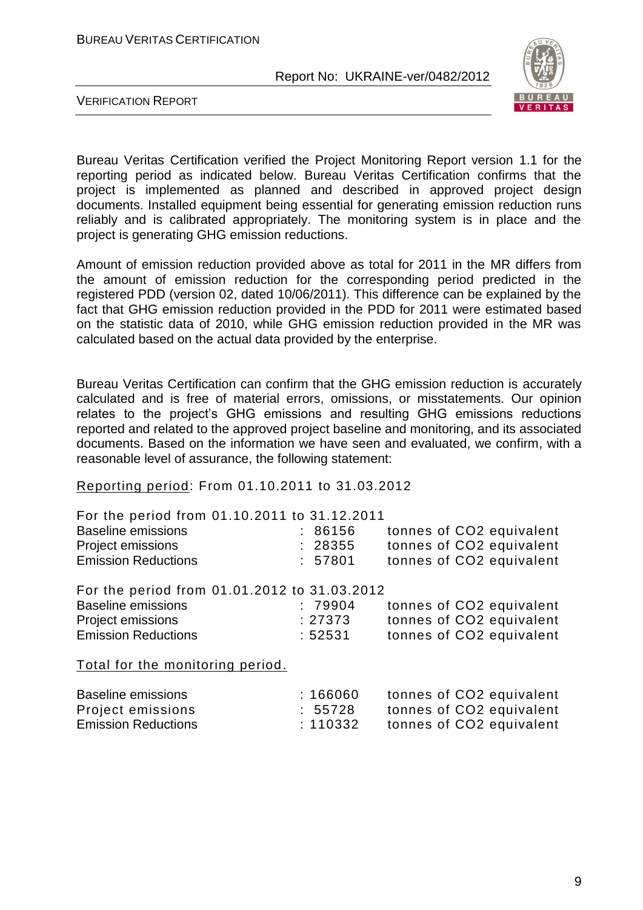Bureau Veritas Certification verified the Project Monitoring Report version 1.1 for the reporting period as indicated below. Bureau Veritas Certification confirms that the project is implemented as planned and described in approved project design documents. Installed equipment being essential for generating emission reduction runs reliably and is calibrated appropriately. The monitoring system is in place and the project is generating GHG emission reductions.

Amount of emission reduction provided above as total for 2011 in the MR differs from the amount of emission reduction for the corresponding period predicted in the registered PDD (version 02, dated 10/06/2011). This difference can be explained by the fact that GHG emission reduction provided in the PDD for 2011 were estimated based on the statistic data of 2010, while GHG emission reduction provided in the MR was calculated based on the actual data provided by the enterprise.

Bureau Veritas Certification can confirm that the GHG emission reduction is accurately calculated and is free of material errors, omissions, or misstatements. Our opinion relates to the project's GHG emissions and resulting GHG emissions reductions reported and related to the approved project baseline and monitoring, and its associated documents. Based on the information we have seen and evaluated, we confirm, with a reasonable level of assurance, the following statement:

Reporting period: From 01.10.2011 to 31.03.2012

For the period from 01.10.2011 to 31.12.2011

| | | |
|---|---|---|
| Baseline emissions | : 86156 | tonnes of CO2 equivalent |
| Project emissions | : 28355 | tonnes of CO2 equivalent |
| Emission Reductions | : 57801 | tonnes of CO2 equivalent |

For the period from 01.01.2012 to 31.03.2012

| | | |
|---|---|---|
| Baseline emissions | : 79904 | tonnes of CO2 equivalent |
| Project emissions | : 27373 | tonnes of CO2 equivalent |
| Emission Reductions | : 52531 | tonnes of CO2 equivalent |

Total for the monitoring period.

| | | |
|---|---|---|
| Baseline emissions | : 166060 | tonnes of CO2 equivalent |
| Project emissions | : 55728 | tonnes of CO2 equivalent |
| Emission Reductions | : 110332 | tonnes of CO2 equivalent |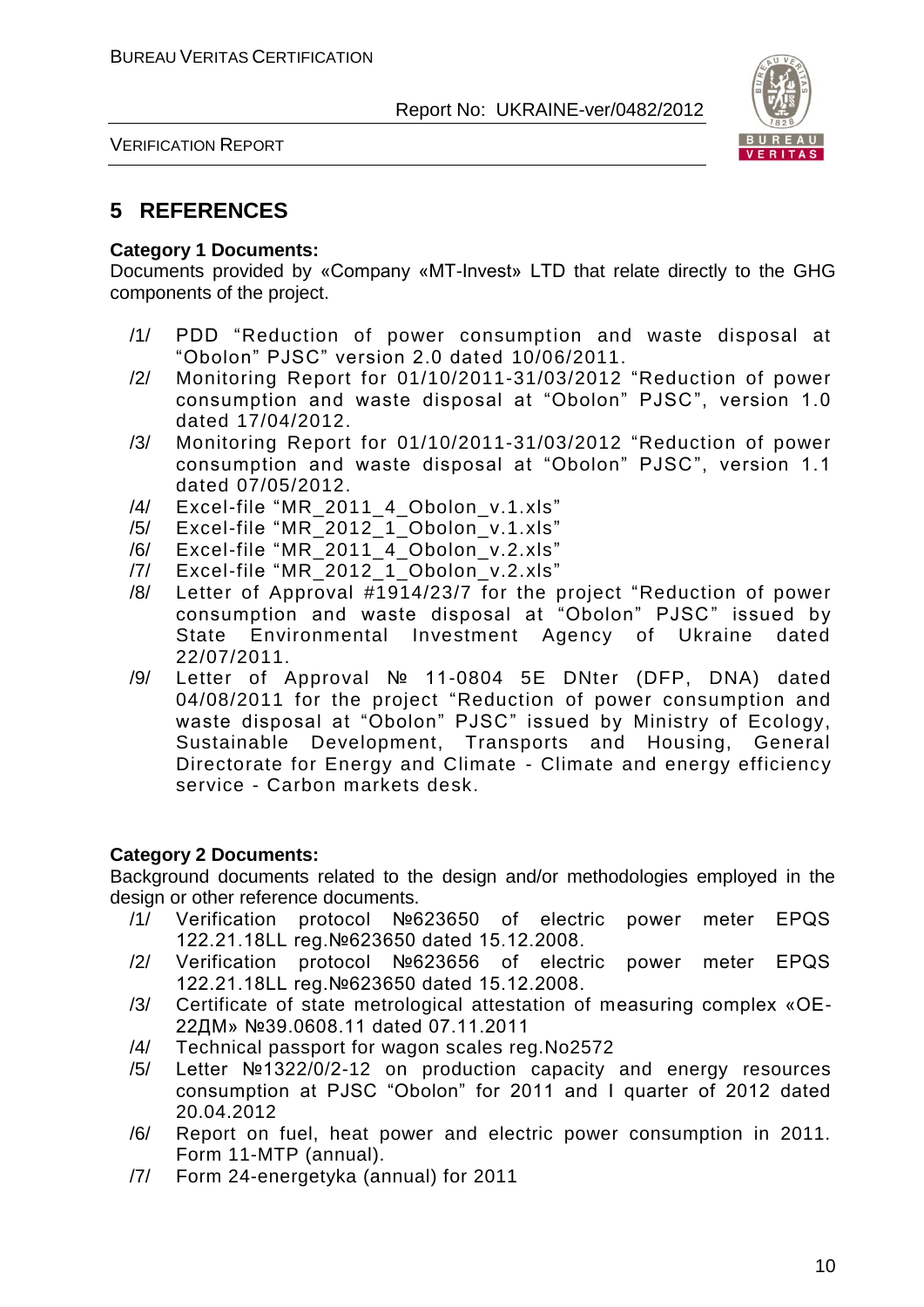## 5 REFERENCES

**Category 1 Documents:**
Documents provided by «Company «MT-Invest» LTD that relate directly to the GHG components of the project.

/1/ PDD "Reduction of power consumption and waste disposal at "Obolon" PJSC" version 2.0 dated 10/06/2011.
/2/ Monitoring Report for 01/10/2011-31/03/2012 "Reduction of power consumption and waste disposal at "Obolon" PJSC", version 1.0 dated 17/04/2012.
/3/ Monitoring Report for 01/10/2011-31/03/2012 "Reduction of power consumption and waste disposal at "Obolon" PJSC", version 1.1 dated 07/05/2012.
/4/ Excel-file "MR_2011_4_Obolon_v.1.xls"
/5/ Excel-file "MR_2012_1_Obolon_v.1.xls"
/6/ Excel-file "MR_2011_4_Obolon_v.2.xls"
/7/ Excel-file "MR_2012_1_Obolon_v.2.xls"
/8/ Letter of Approval #1914/23/7 for the project "Reduction of power consumption and waste disposal at "Obolon" PJSC" issued by State Environmental Investment Agency of Ukraine dated 22/07/2011.
/9/ Letter of Approval № 11-0804 5E DNter (DFP, DNA) dated 04/08/2011 for the project "Reduction of power consumption and waste disposal at "Obolon" PJSC" issued by Ministry of Ecology, Sustainable Development, Transports and Housing, General Directorate for Energy and Climate - Climate and energy efficiency service - Carbon markets desk.

**Category 2 Documents:**
Background documents related to the design and/or methodologies employed in the design or other reference documents.

/1/ Verification protocol №623650 of electric power meter EPQS 122.21.18LL reg.№623650 dated 15.12.2008.
/2/ Verification protocol №623656 of electric power meter EPQS 122.21.18LL reg.№623650 dated 15.12.2008.
/3/ Certificate of state metrological attestation of measuring complex «ОЕ-22ДМ» №39.0608.11 dated 07.11.2011
/4/ Technical passport for wagon scales reg.No2572
/5/ Letter №1322/0/2-12 on production capacity and energy resources consumption at PJSC "Obolon" for 2011 and I quarter of 2012 dated 20.04.2012
/6/ Report on fuel, heat power and electric power consumption in 2011. Form 11-MTP (annual).
/7/ Form 24-energetyka (annual) for 2011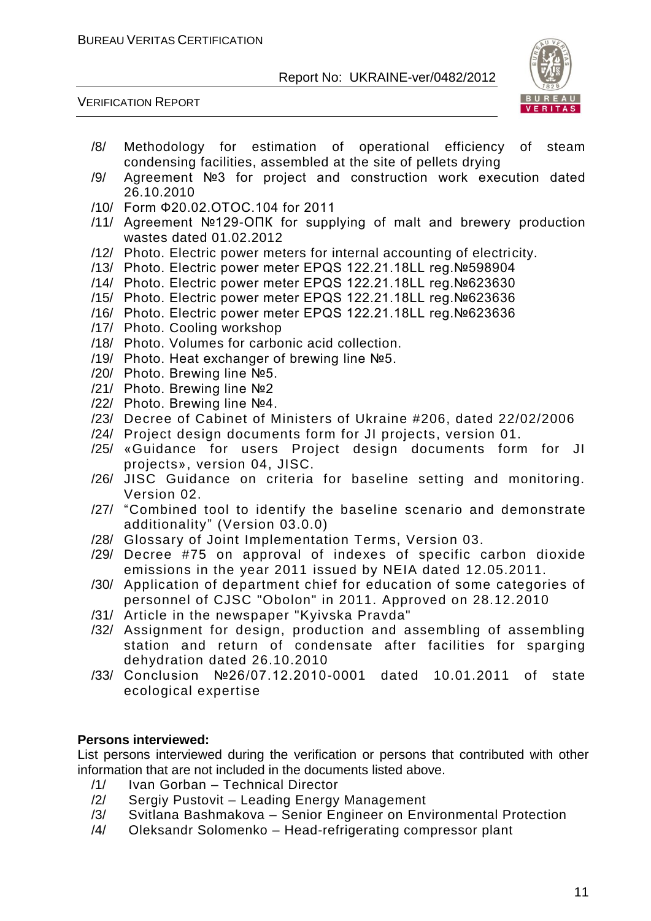/8/ Methodology for estimation of operational efficiency of steam condensing facilities, assembled at the site of pellets drying

/9/ Agreement №3 for project and construction work execution dated 26.10.2010

/10/ Form Ф20.02.ОТОС.104 for 2011

/11/ Agreement №129-ОПК for supplying of malt and brewery production wastes dated 01.02.2012

/12/ Photo. Electric power meters for internal accounting of electricity.

/13/ Photo. Electric power meter EPQS 122.21.18LL reg.№598904

/14/ Photo. Electric power meter EPQS 122.21.18LL reg.№623630

/15/ Photo. Electric power meter EPQS 122.21.18LL reg.№623636

/16/ Photo. Electric power meter EPQS 122.21.18LL reg.№623636

/17/ Photo. Cooling workshop

/18/ Photo. Volumes for carbonic acid collection.

/19/ Photo. Heat exchanger of brewing line №5.

/20/ Photo. Brewing line №5.

/21/ Photo. Brewing line №2

/22/ Photo. Brewing line №4.

/23/ Decree of Cabinet of Ministers of Ukraine #206, dated 22/02/2006

/24/ Project design documents form for JI projects, version 01.

/25/ «Guidance for users Project design documents form for JI projects», version 04, JISC.

/26/ JISC Guidance on criteria for baseline setting and monitoring. Version 02.

/27/ "Combined tool to identify the baseline scenario and demonstrate additionality" (Version 03.0.0)

/28/ Glossary of Joint Implementation Terms, Version 03.

/29/ Decree #75 on approval of indexes of specific carbon dioxide emissions in the year 2011 issued by NEIA dated 12.05.2011.

/30/ Application of department chief for education of some categories of personnel of CJSC "Obolon" in 2011. Approved on 28.12.2010

/31/ Article in the newspaper "Kyivska Pravda"

/32/ Assignment for design, production and assembling of assembling station and return of condensate after facilities for sparging dehydration dated 26.10.2010

/33/ Conclusion №26/07.12.2010-0001 dated 10.01.2011 of state ecological expertise

**Persons interviewed:**

List persons interviewed during the verification or persons that contributed with other information that are not included in the documents listed above.

/1/ Ivan Gorban – Technical Director

/2/ Sergiy Pustovit – Leading Energy Management

/3/ Svitlana Bashmakova – Senior Engineer on Environmental Protection

/4/ Oleksandr Solomenko – Head-refrigerating compressor plant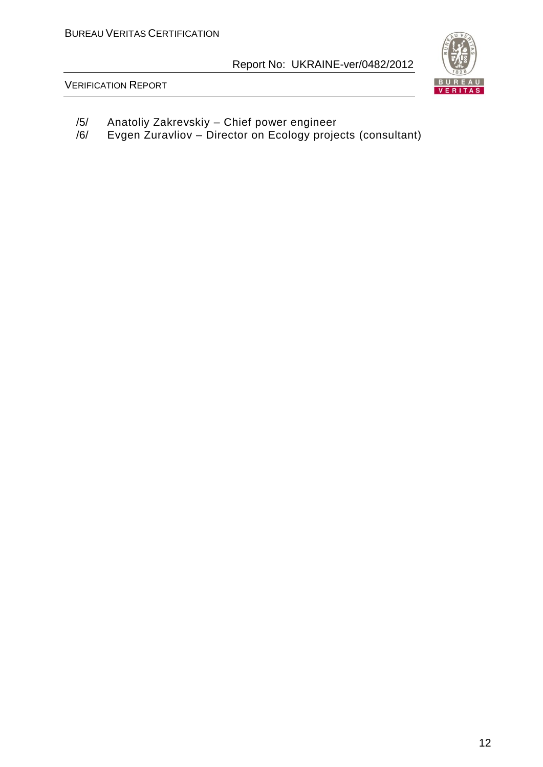/5/ Anatoliy Zakrevskiy – Chief power engineer
/6/ Evgen Zuravliov – Director on Ecology projects (consultant)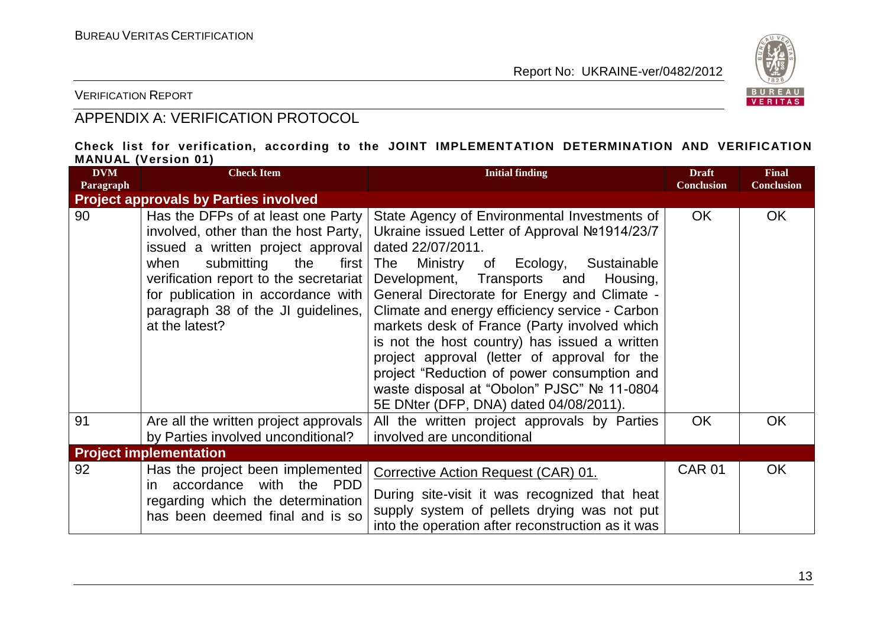## APPENDIX A: VERIFICATION PROTOCOL

**Check list for verification, according to the JOINT IMPLEMENTATION DETERMINATION AND VERIFICATION MANUAL (Version 01)**

| DVM Paragraph | Check Item | Initial finding | Draft Conclusion | Final Conclusion |
|---|---|---|---|---|
| **Project approvals by Parties involved** | | | | |
| 90 | Has the DFPs of at least one Party involved, other than the host Party, issued a written project approval when submitting the first verification report to the secretariat for publication in accordance with paragraph 38 of the JI guidelines, at the latest? | State Agency of Environmental Investments of Ukraine issued Letter of Approval №1914/23/7 dated 22/07/2011. The Ministry of Ecology, Sustainable Development, Transports and Housing, General Directorate for Energy and Climate - Climate and energy efficiency service - Carbon markets desk of France (Party involved which is not the host country) has issued a written project approval (letter of approval for the project "Reduction of power consumption and waste disposal at "Obolon" PJSC" № 11-0804 5E DNter (DFP, DNA) dated 04/08/2011). | OK | OK |
| 91 | Are all the written project approvals by Parties involved unconditional? | All the written project approvals by Parties involved are unconditional | OK | OK |
| **Project implementation** | | | | |
| 92 | Has the project been implemented in accordance with the PDD regarding which the determination has been deemed final and is so | Corrective Action Request (CAR) 01. During site-visit it was recognized that heat supply system of pellets drying was not put into the operation after reconstruction as it was | CAR 01 | OK |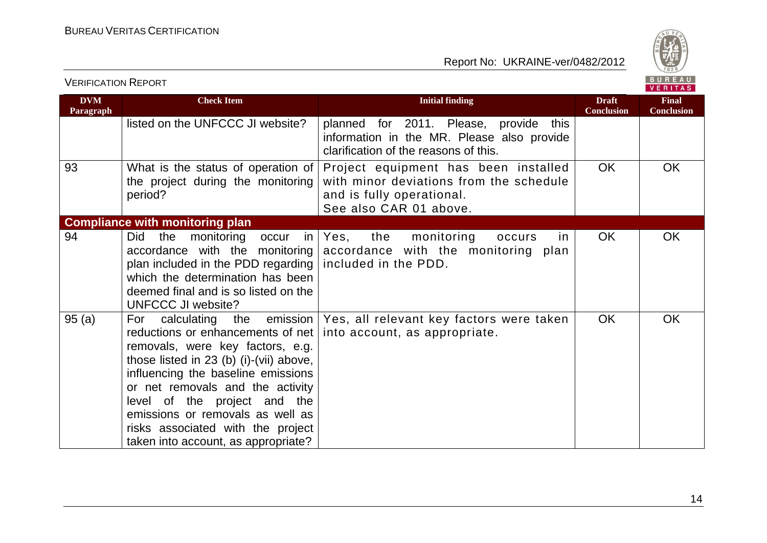| DVM Paragraph | Check Item | Initial finding | Draft Conclusion | Final Conclusion |
|---|---|---|---|---|
| | listed on the UNFCCC JI website? | planned for 2011. Please, provide this information in the MR. Please also provide clarification of the reasons of this. | | |
| 93 | What is the status of operation of the project during the monitoring period? | Project equipment has been installed with minor deviations from the schedule and is fully operational. See also CAR 01 above. | OK | OK |
| **Compliance with monitoring plan** | | | | |
| 94 | Did the monitoring occur in accordance with the monitoring plan included in the PDD regarding which the determination has been deemed final and is so listed on the UNFCCC JI website? | Yes, the monitoring occurs in accordance with the monitoring plan included in the PDD. | OK | OK |
| 95 (a) | For calculating the emission reductions or enhancements of net removals, were key factors, e.g. those listed in 23 (b) (i)-(vii) above, influencing the baseline emissions or net removals and the activity level of the project and the emissions or removals as well as risks associated with the project taken into account, as appropriate? | Yes, all relevant key factors were taken into account, as appropriate. | OK | OK |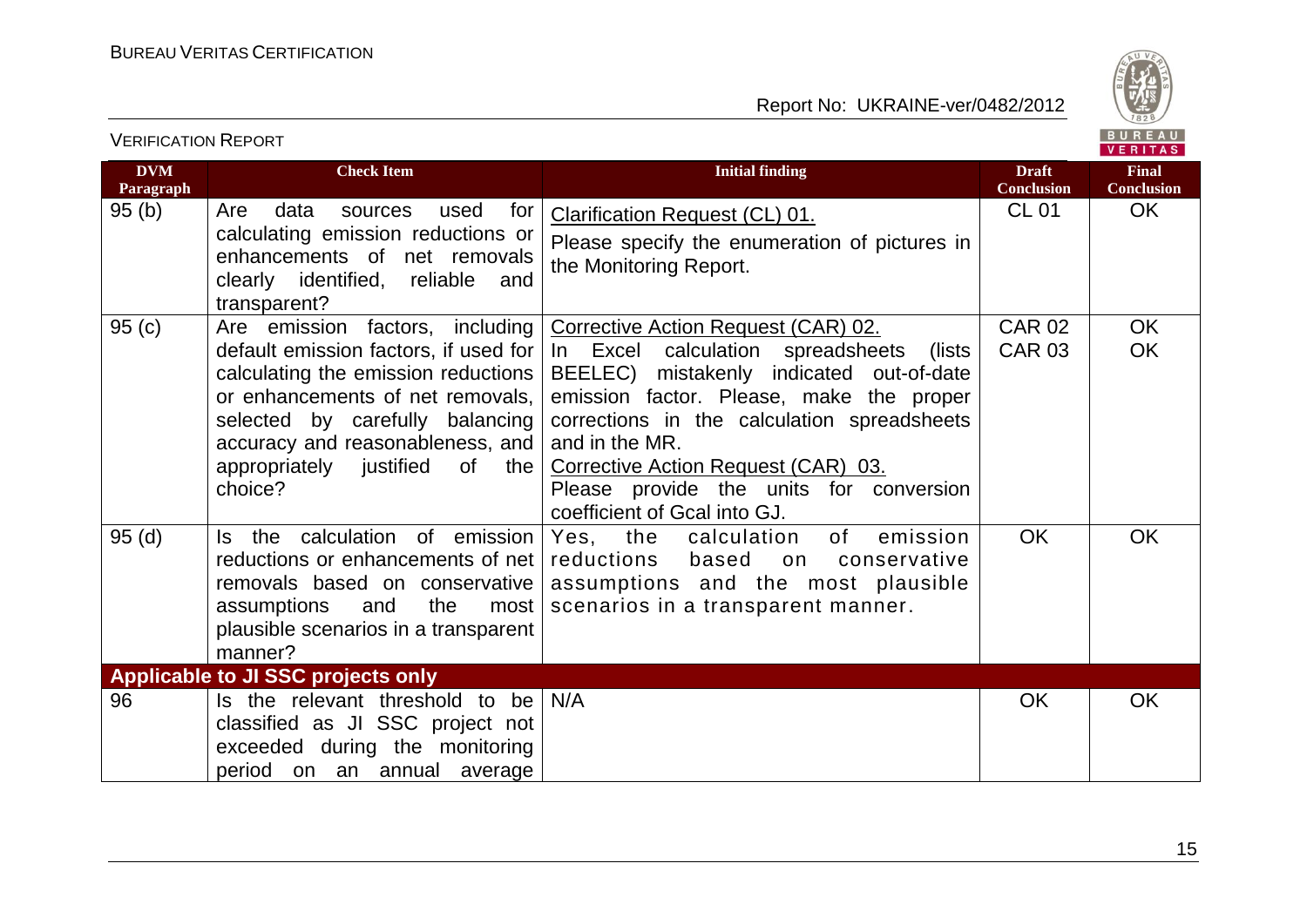| DVM Paragraph | Check Item | Initial finding | Draft Conclusion | Final Conclusion |
|---|---|---|---|---|
| 95 (b) | Are data sources used for calculating emission reductions or enhancements of net removals clearly identified, reliable and transparent? | Clarification Request (CL) 01.<br>Please specify the enumeration of pictures in the Monitoring Report. | CL 01 | OK |
| 95 (c) | Are emission factors, including default emission factors, if used for calculating the emission reductions or enhancements of net removals, selected by carefully balancing accuracy and reasonableness, and appropriately justified of the choice? | Corrective Action Request (CAR) 02.<br>In Excel calculation spreadsheets (lists BEELEC) mistakenly indicated out-of-date emission factor. Please, make the proper corrections in the calculation spreadsheets and in the MR.<br>Corrective Action Request (CAR) 03.<br>Please provide the units for conversion coefficient of Gcal into GJ. | CAR 02<br>CAR 03 | OK<br>OK |
| 95 (d) | Is the calculation of emission reductions or enhancements of net removals based on conservative assumptions and the most plausible scenarios in a transparent manner? | Yes, the calculation of emission reductions based on conservative assumptions and the most plausible scenarios in a transparent manner. | OK | OK |
| **Applicable to JI SSC projects only** | | | | |
| 96 | Is the relevant threshold to be classified as JI SSC project not exceeded during the monitoring period on an annual average | N/A | OK | OK |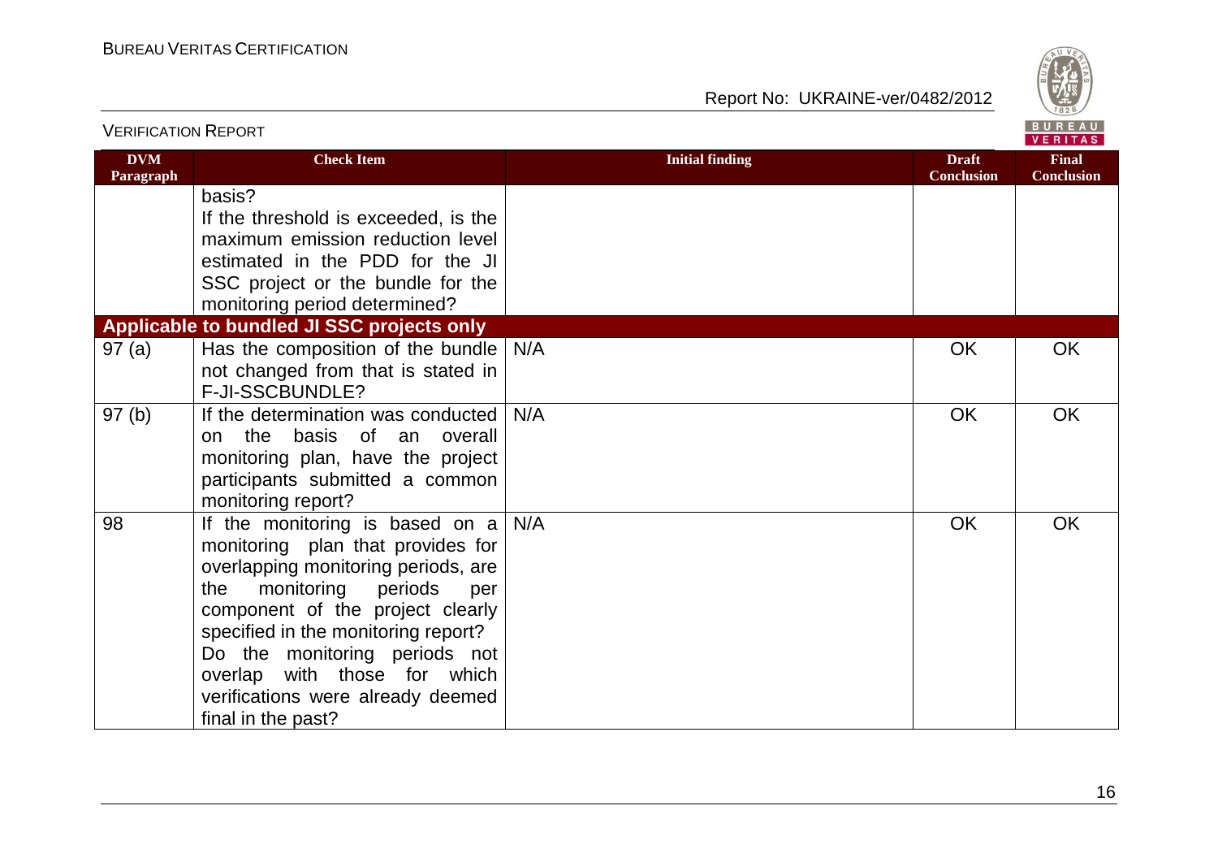| DVM Paragraph | Check Item | Initial finding | Draft Conclusion | Final Conclusion |
|---|---|---|---|---|
| | basis? If the threshold is exceeded, is the maximum emission reduction level estimated in the PDD for the JI SSC project or the bundle for the monitoring period determined? | | | |
| **Applicable to bundled JI SSC projects only** | | | | |
| 97 (a) | Has the composition of the bundle not changed from that is stated in F-JI-SSCBUNDLE? | N/A | OK | OK |
| 97 (b) | If the determination was conducted on the basis of an overall monitoring plan, have the project participants submitted a common monitoring report? | N/A | OK | OK |
| 98 | If the monitoring is based on a monitoring plan that provides for overlapping monitoring periods, are the monitoring periods per component of the project clearly specified in the monitoring report? Do the monitoring periods not overlap with those for which verifications were already deemed final in the past? | N/A | OK | OK |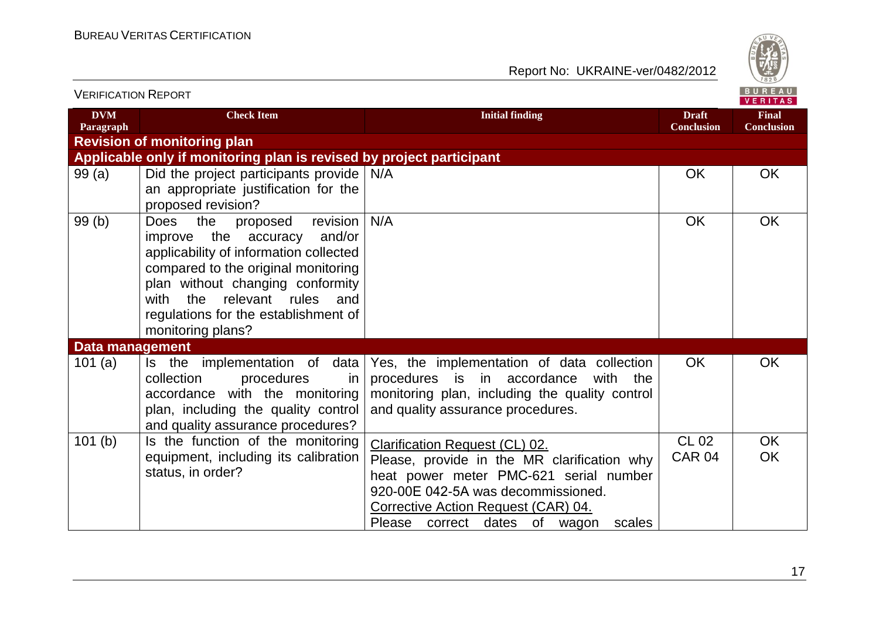| DVM Paragraph | Check Item | Initial finding | Draft Conclusion | Final Conclusion |
|---|---|---|---|---|
| **Revision of monitoring plan** | | | | |
| **Applicable only if monitoring plan is revised by project participant** | | | | |
| 99 (a) | Did the project participants provide an appropriate justification for the proposed revision? | N/A | OK | OK |
| 99 (b) | Does the proposed revision improve the accuracy and/or applicability of information collected compared to the original monitoring plan without changing conformity with the relevant rules and regulations for the establishment of monitoring plans? | N/A | OK | OK |
| **Data management** | | | | |
| 101 (a) | Is the implementation of data collection procedures in accordance with the monitoring plan, including the quality control and quality assurance procedures? | Yes, the implementation of data collection procedures is in accordance with the monitoring plan, including the quality control and quality assurance procedures. | OK | OK |
| 101 (b) | Is the function of the monitoring equipment, including its calibration status, in order? | Clarification Request (CL) 02.<br>Please, provide in the MR clarification why heat power meter PMC-621 serial number 920-00E 042-5A was decommissioned.<br>Corrective Action Request (CAR) 04.<br>Please correct dates of wagon scales | CL 02<br>CAR 04 | OK<br>OK |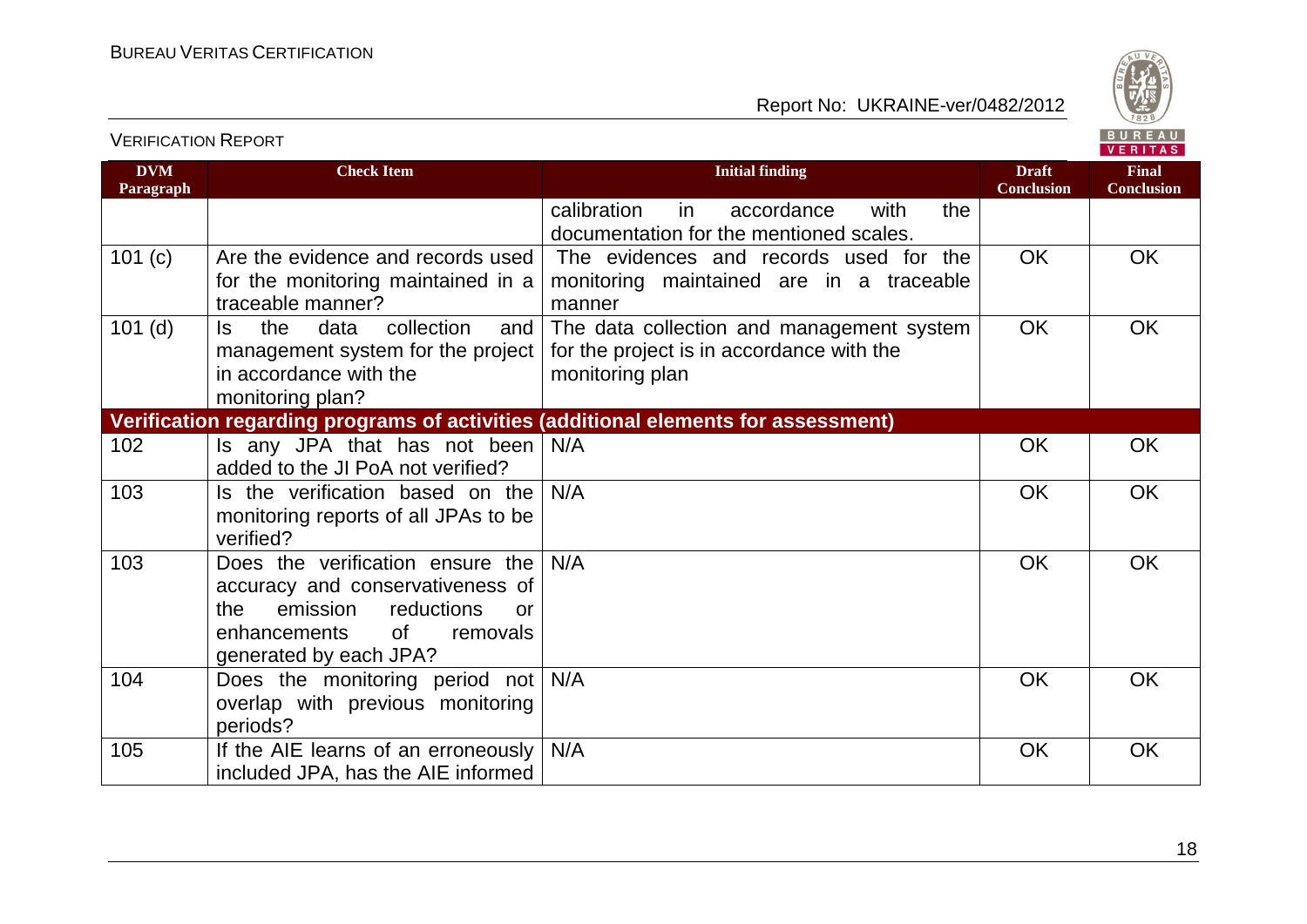| DVM Paragraph | Check Item | Initial finding | Draft Conclusion | Final Conclusion |
|---|---|---|---|---|
| | | calibration in accordance with the documentation for the mentioned scales. | | |
| 101 (c) | Are the evidence and records used for the monitoring maintained in a traceable manner? | The evidences and records used for the monitoring maintained are in a traceable manner | OK | OK |
| 101 (d) | Is the data collection and management system for the project in accordance with the monitoring plan? | The data collection and management system for the project is in accordance with the monitoring plan | OK | OK |
| **Verification regarding programs of activities (additional elements for assessment)** | | | | |
| 102 | Is any JPA that has not been added to the JI PoA not verified? | N/A | OK | OK |
| 103 | Is the verification based on the monitoring reports of all JPAs to be verified? | N/A | OK | OK |
| 103 | Does the verification ensure the accuracy and conservativeness of the emission reductions or enhancements of removals generated by each JPA? | N/A | OK | OK |
| 104 | Does the monitoring period not overlap with previous monitoring periods? | N/A | OK | OK |
| 105 | If the AIE learns of an erroneously included JPA, has the AIE informed | N/A | OK | OK |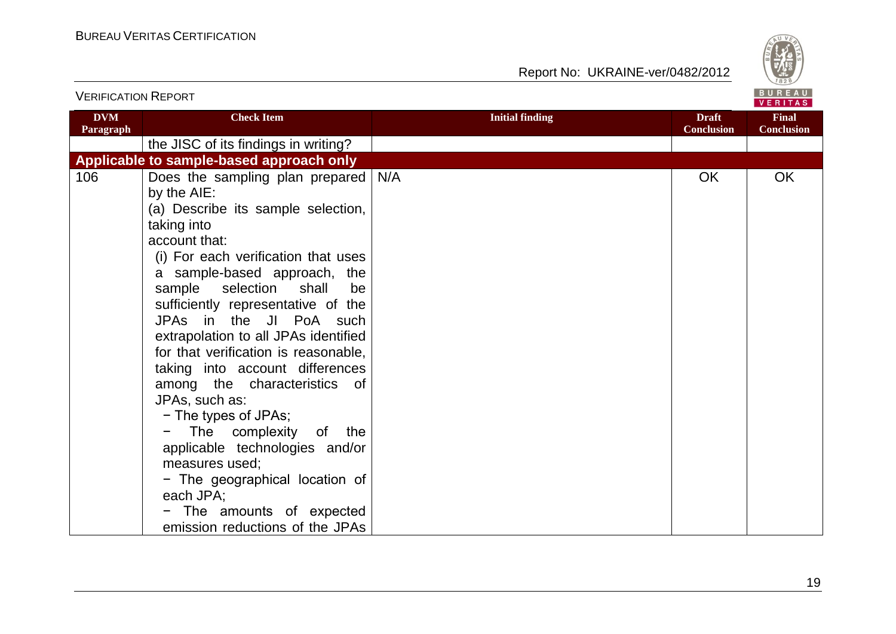| DVM Paragraph | Check Item | Initial finding | Draft Conclusion | Final Conclusion |
|---|---|---|---|---|
| | the JISC of its findings in writing? | | | |
| **Applicable to sample-based approach only** | | | | |
| 106 | Does the sampling plan prepared by the AIE:<br>(a) Describe its sample selection, taking into account that:<br>(i) For each verification that uses a sample-based approach, the sample selection shall be sufficiently representative of the JPAs in the JI PoA such extrapolation to all JPAs identified for that verification is reasonable, taking into account differences among the characteristics of JPAs, such as:<br>− The types of JPAs;<br>− The complexity of the applicable technologies and/or measures used;<br>− The geographical location of each JPA;<br>− The amounts of expected emission reductions of the JPAs | N/A | OK | OK |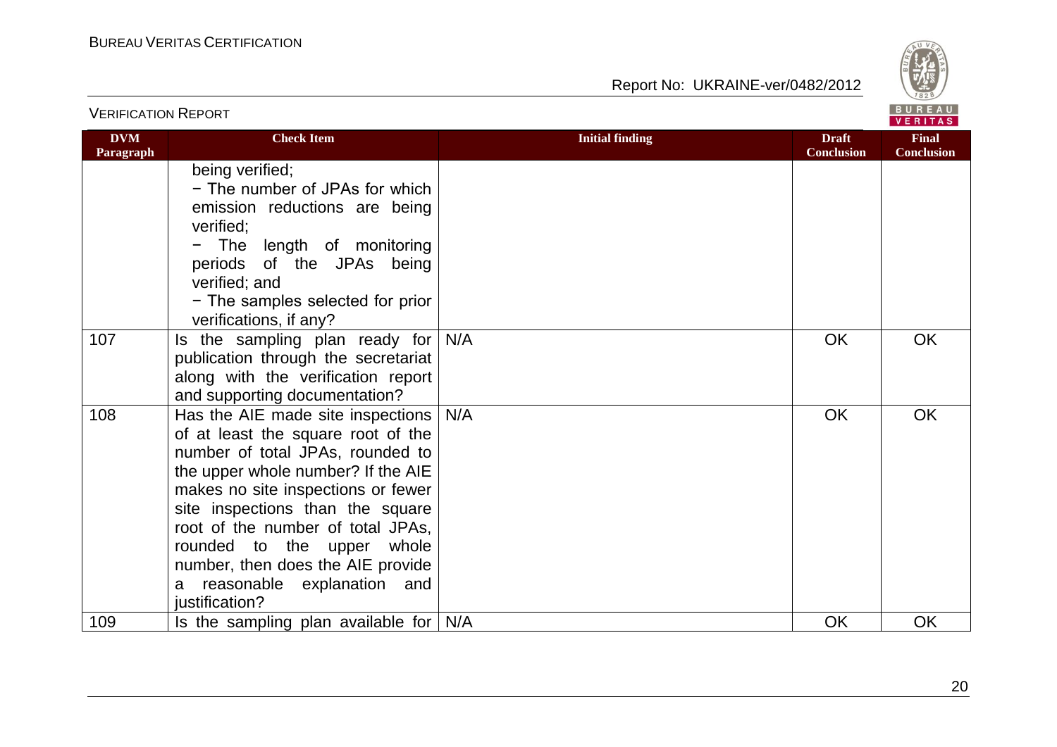| DVM Paragraph | Check Item | Initial finding | Draft Conclusion | Final Conclusion |
|---|---|---|---|---|
| | being verified;<br>− The number of JPAs for which emission reductions are being verified;<br>− The length of monitoring periods of the JPAs being verified; and<br>− The samples selected for prior verifications, if any? | | | |
| 107 | Is the sampling plan ready for publication through the secretariat along with the verification report and supporting documentation? | N/A | OK | OK |
| 108 | Has the AIE made site inspections of at least the square root of the number of total JPAs, rounded to the upper whole number? If the AIE makes no site inspections or fewer site inspections than the square root of the number of total JPAs, rounded to the upper whole number, then does the AIE provide a reasonable explanation and justification? | N/A | OK | OK |
| 109 | Is the sampling plan available for | N/A | OK | OK |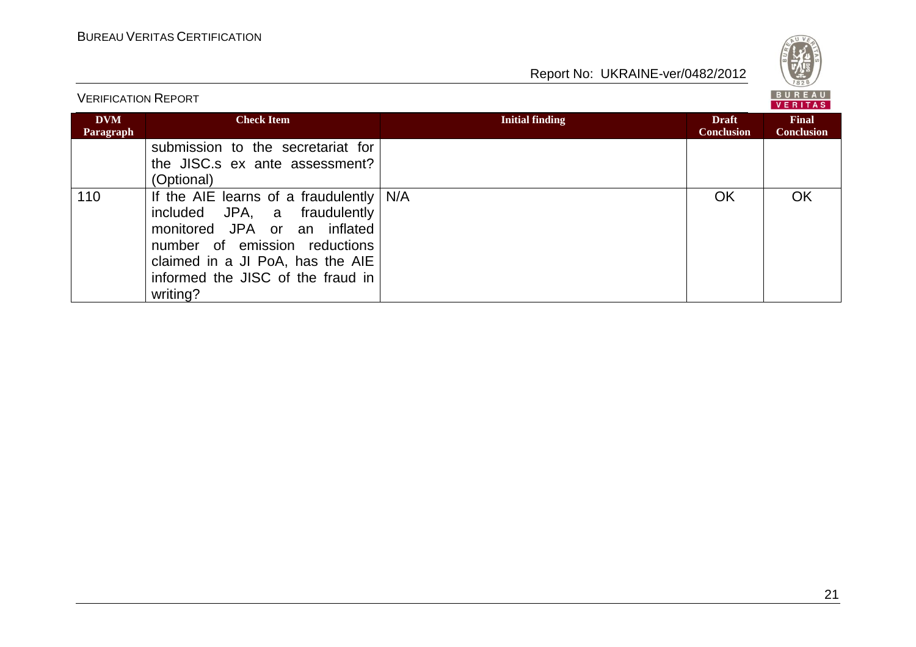| DVM Paragraph | Check Item | Initial finding | Draft Conclusion | Final Conclusion |
|---|---|---|---|---|
| | submission to the secretariat for the JISC.s ex ante assessment? (Optional) | | | |
| 110 | If the AIE learns of a fraudulently included JPA, a fraudulently monitored JPA or an inflated number of emission reductions claimed in a JI PoA, has the AIE informed the JISC of the fraud in writing? | N/A | OK | OK |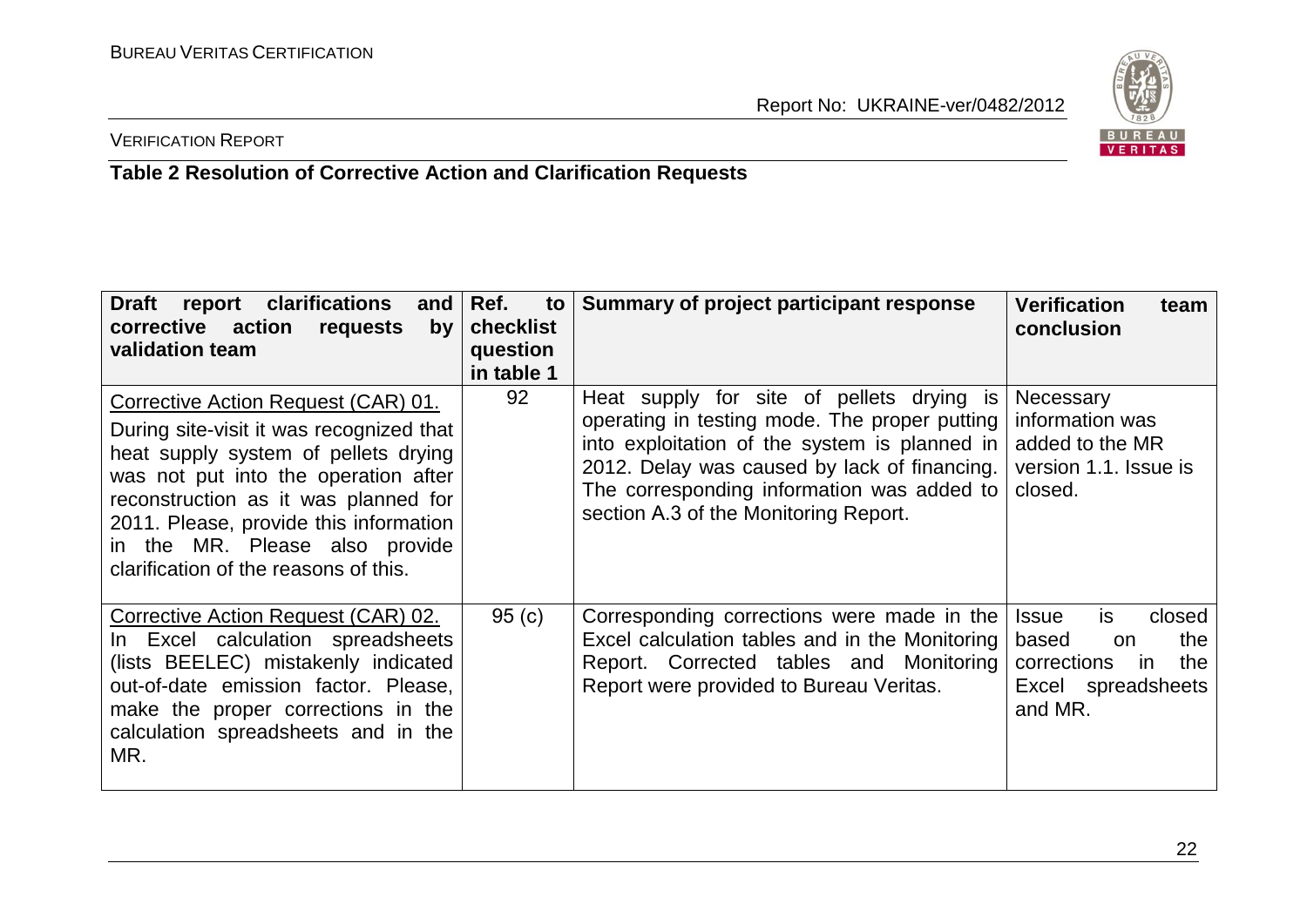**Table 2 Resolution of Corrective Action and Clarification Requests**

| Draft report clarifications and corrective action requests by validation team | Ref. to checklist question in table 1 | Summary of project participant response | Verification team conclusion |
|---|---|---|---|
| Corrective Action Request (CAR) 01. During site-visit it was recognized that heat supply system of pellets drying was not put into the operation after reconstruction as it was planned for 2011. Please, provide this information in the MR. Please also provide clarification of the reasons of this. | 92 | Heat supply for site of pellets drying is operating in testing mode. The proper putting into exploitation of the system is planned in 2012. Delay was caused by lack of financing. The corresponding information was added to section A.3 of the Monitoring Report. | Necessary information was added to the MR version 1.1. Issue is closed. |
| Corrective Action Request (CAR) 02. In Excel calculation spreadsheets (lists BEELEC) mistakenly indicated out-of-date emission factor. Please, make the proper corrections in the calculation spreadsheets and in the MR. | 95 (c) | Corresponding corrections were made in the Excel calculation tables and in the Monitoring Report. Corrected tables and Monitoring Report were provided to Bureau Veritas. | Issue is closed based on the corrections in the Excel spreadsheets and MR. |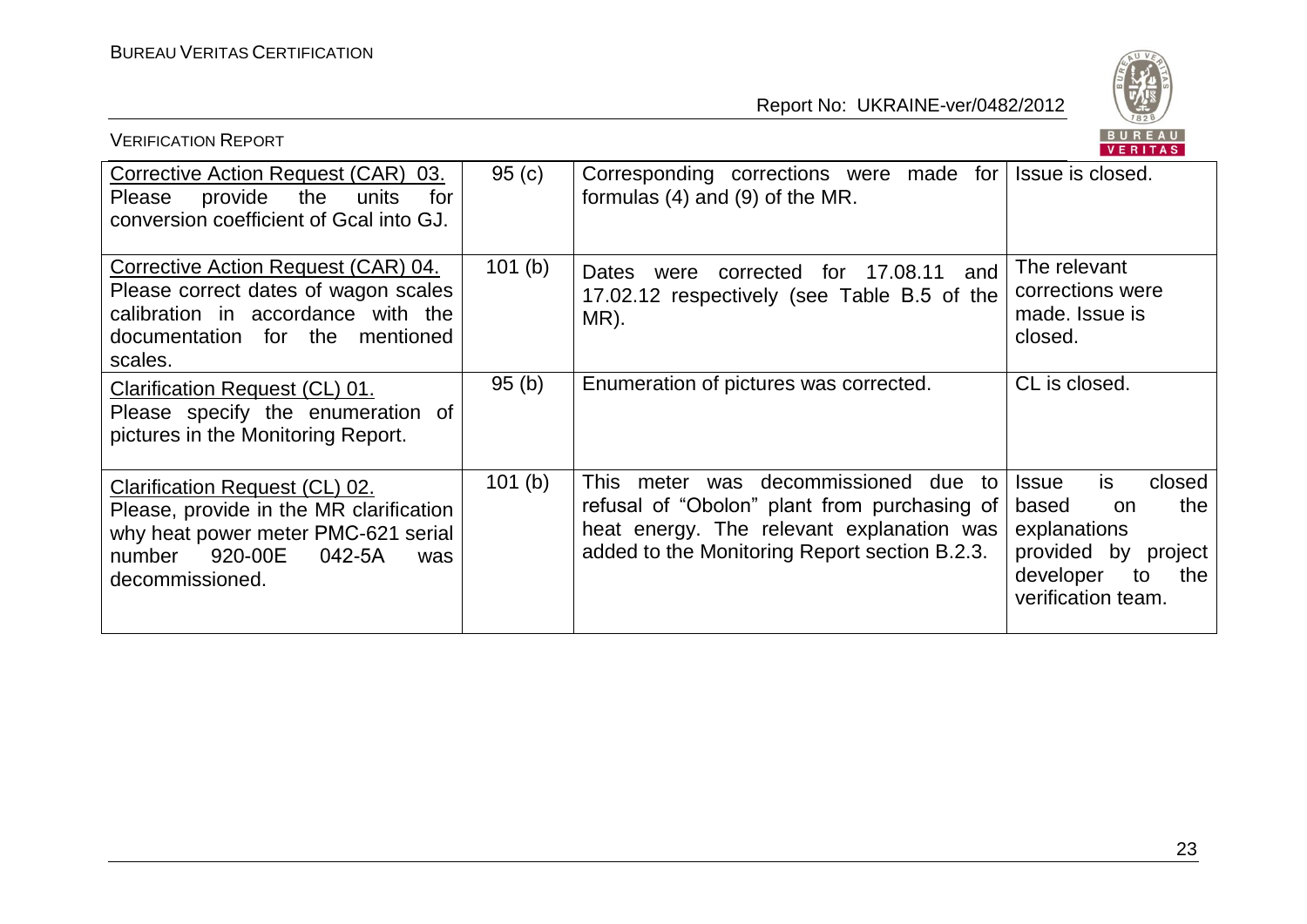| | | | |
|---|---|---|---|
| Corrective Action Request (CAR) 03. Please provide the units for conversion coefficient of Gcal into GJ. | 95 (c) | Corresponding corrections were made for formulas (4) and (9) of the MR. | Issue is closed. |
| Corrective Action Request (CAR) 04. Please correct dates of wagon scales calibration in accordance with the documentation for the mentioned scales. | 101 (b) | Dates were corrected for 17.08.11 and 17.02.12 respectively (see Table B.5 of the MR). | The relevant corrections were made. Issue is closed. |
| Clarification Request (CL) 01. Please specify the enumeration of pictures in the Monitoring Report. | 95 (b) | Enumeration of pictures was corrected. | CL is closed. |
| Clarification Request (CL) 02. Please, provide in the MR clarification why heat power meter PMC-621 serial number 920-00E 042-5A was decommissioned. | 101 (b) | This meter was decommissioned due to refusal of "Obolon" plant from purchasing of heat energy. The relevant explanation was added to the Monitoring Report section B.2.3. | Issue is closed based on the explanations provided by project developer to the verification team. |